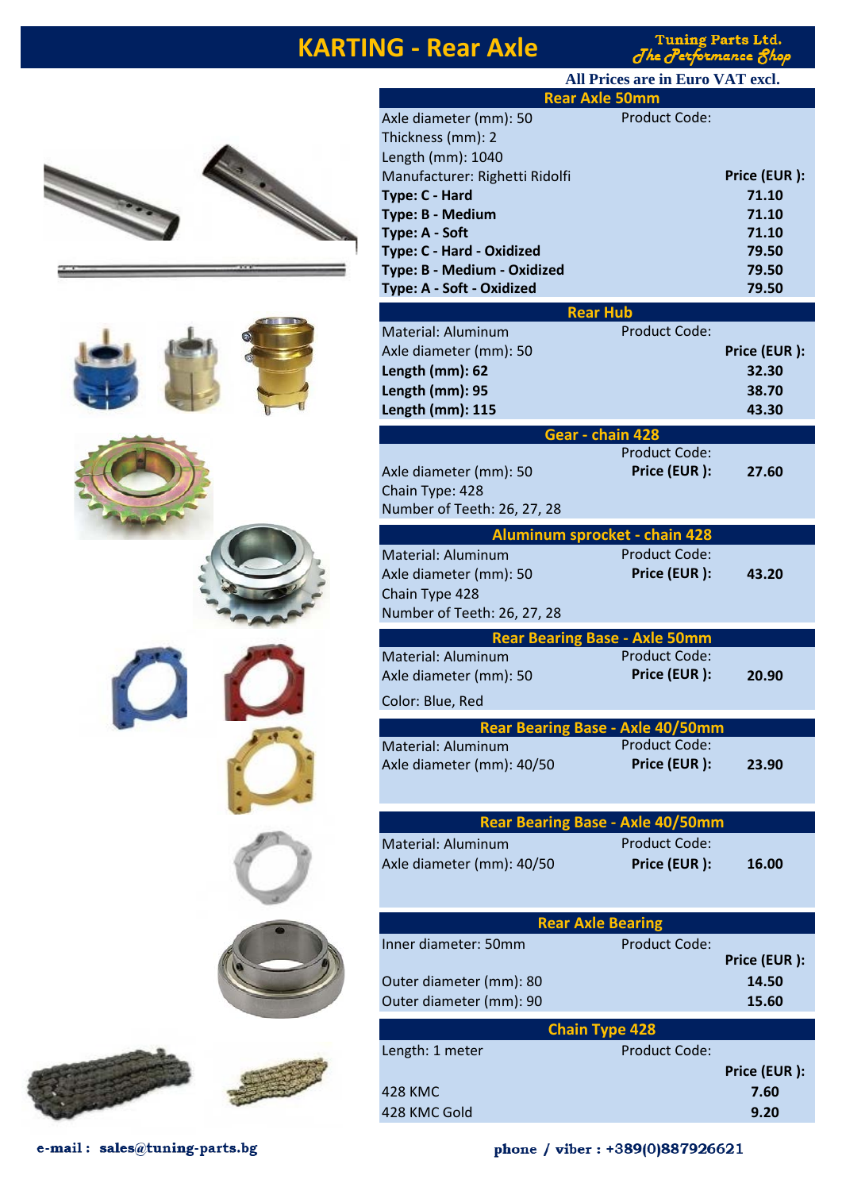# KARTING - Rear Axle

Tuning Parts Ltd.
*The Performance Shop*

**All Prices are in Euro VAT excl.**

## Rear Axle 50mm

Axle diameter (mm): 50
Thickness (mm): 2
Length (mm): 1040
Manufacturer: Righetti Ridolfi

Product Code:

| | Price (EUR ): |
|---|---|
| **Type: C - Hard** | **71.10** |
| **Type: B - Medium** | **71.10** |
| **Type: A - Soft** | **71.10** |
| **Type: C - Hard - Oxidized** | **79.50** |
| **Type: B - Medium - Oxidized** | **79.50** |
| **Type: A - Soft - Oxidized** | **79.50** |

## Rear Hub

Material: Aluminum
Axle diameter (mm): 50

Product Code:

| | Price (EUR ): |
|---|---|
| **Length (mm): 62** | **32.30** |
| **Length (mm): 95** | **38.70** |
| **Length (mm): 115** | **43.30** |

## Gear - chain 428

Axle diameter (mm): 50
Chain Type: 428
Number of Teeth: 26, 27, 28

Product Code:
**Price (EUR ):** **27.60**

## Aluminum sprocket - chain 428

Material: Aluminum
Axle diameter (mm): 50
Chain Type 428
Number of Teeth: 26, 27, 28

Product Code:
**Price (EUR ):** **43.20**

## Rear Bearing Base - Axle 50mm

Material: Aluminum
Axle diameter (mm): 50
Color: Blue, Red

Product Code:
**Price (EUR ):** **20.90**

## Rear Bearing Base - Axle 40/50mm

Material: Aluminum
Axle diameter (mm): 40/50

Product Code:
**Price (EUR ):** **23.90**

## Rear Bearing Base - Axle 40/50mm

Material: Aluminum
Axle diameter (mm): 40/50

Product Code:
**Price (EUR ):** **16.00**

## Rear Axle Bearing

Inner diameter: 50mm

Product Code:

| | Price (EUR ): |
|---|---|
| Outer diameter (mm): 80 | **14.50** |
| Outer diameter (mm): 90 | **15.60** |

## Chain Type 428

Length: 1 meter

Product Code:

| | Price (EUR ): |
|---|---|
| 428 KMC | **7.60** |
| 428 KMC Gold | **9.20** |

**e-mail : sales@tuning-parts.bg**

**phone / viber : +389(0)887926621**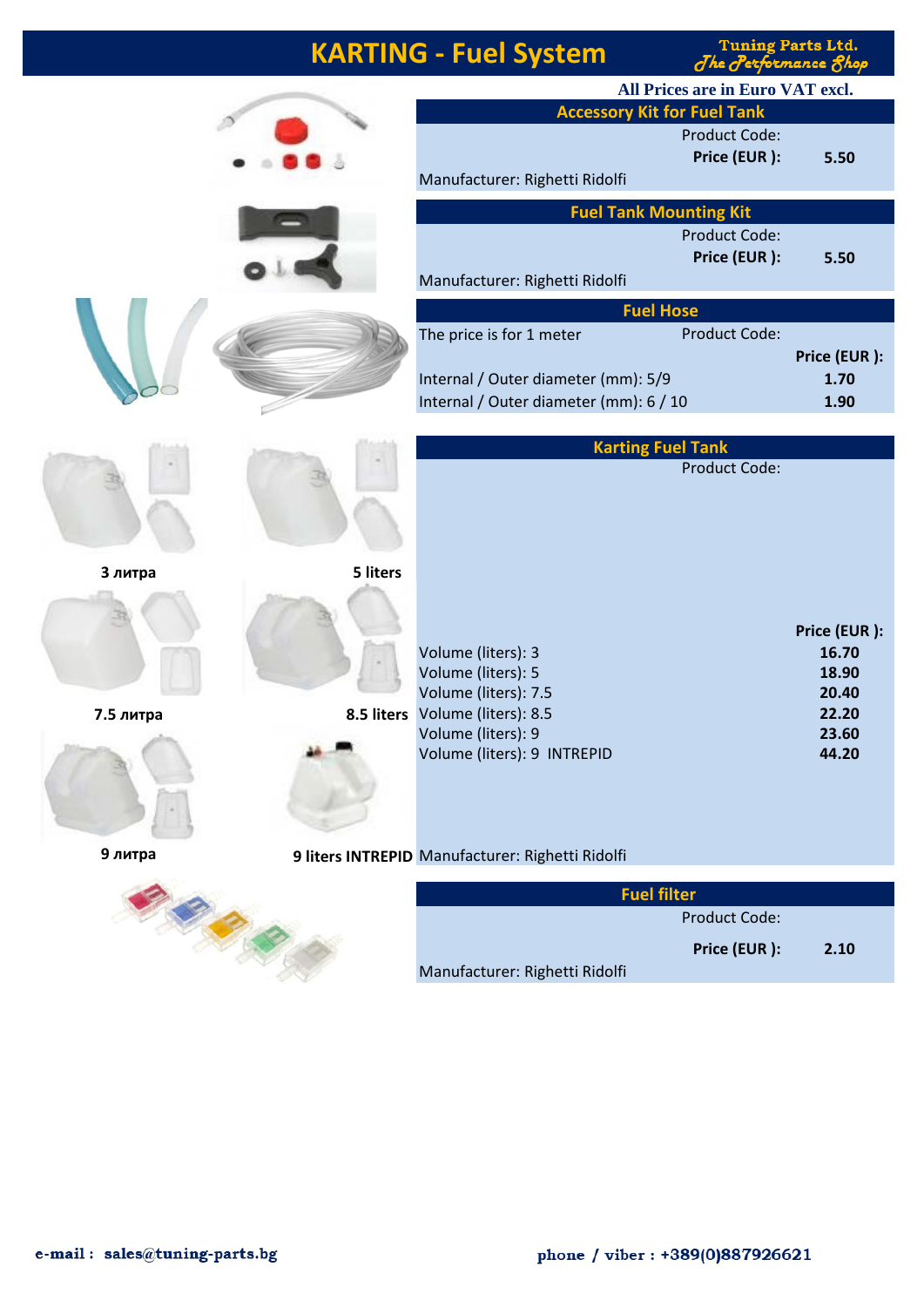# KARTING - Fuel System

Tuning Parts Ltd.
*The Performance Shop*

**All Prices are in Euro VAT excl.**

## Accessory Kit for Fuel Tank

Product Code:

**Price (EUR ):** **5.50**

Manufacturer: Righetti Ridolfi

## Fuel Tank Mounting Kit

Product Code:

**Price (EUR ):** **5.50**

Manufacturer: Righetti Ridolfi

## Fuel Hose

The price is for 1 meter

Product Code:

| | **Price (EUR ):** |
|---|---|
| Internal / Outer diameter (mm): 5/9 | **1.70** |
| Internal / Outer diameter (mm): 6 / 10 | **1.90** |

## Karting Fuel Tank

Product Code:

| | **Price (EUR ):** |
|---|---|
| Volume (liters): 3 | **16.70** |
| Volume (liters): 5 | **18.90** |
| Volume (liters): 7.5 | **20.40** |
| Volume (liters): 8.5 | **22.20** |
| Volume (liters): 9 | **23.60** |
| Volume (liters): 9  INTREPID | **44.20** |

Manufacturer: Righetti Ridolfi

**3 литра** | **5 liters** | **7.5 литра** | **8.5 liters** | **9 литра** | **9 liters INTREPID**

## Fuel filter

Product Code:

**Price (EUR ):** **2.10**

Manufacturer: Righetti Ridolfi

**e-mail : sales@tuning-parts.bg**

**phone / viber : +389(0)887926621**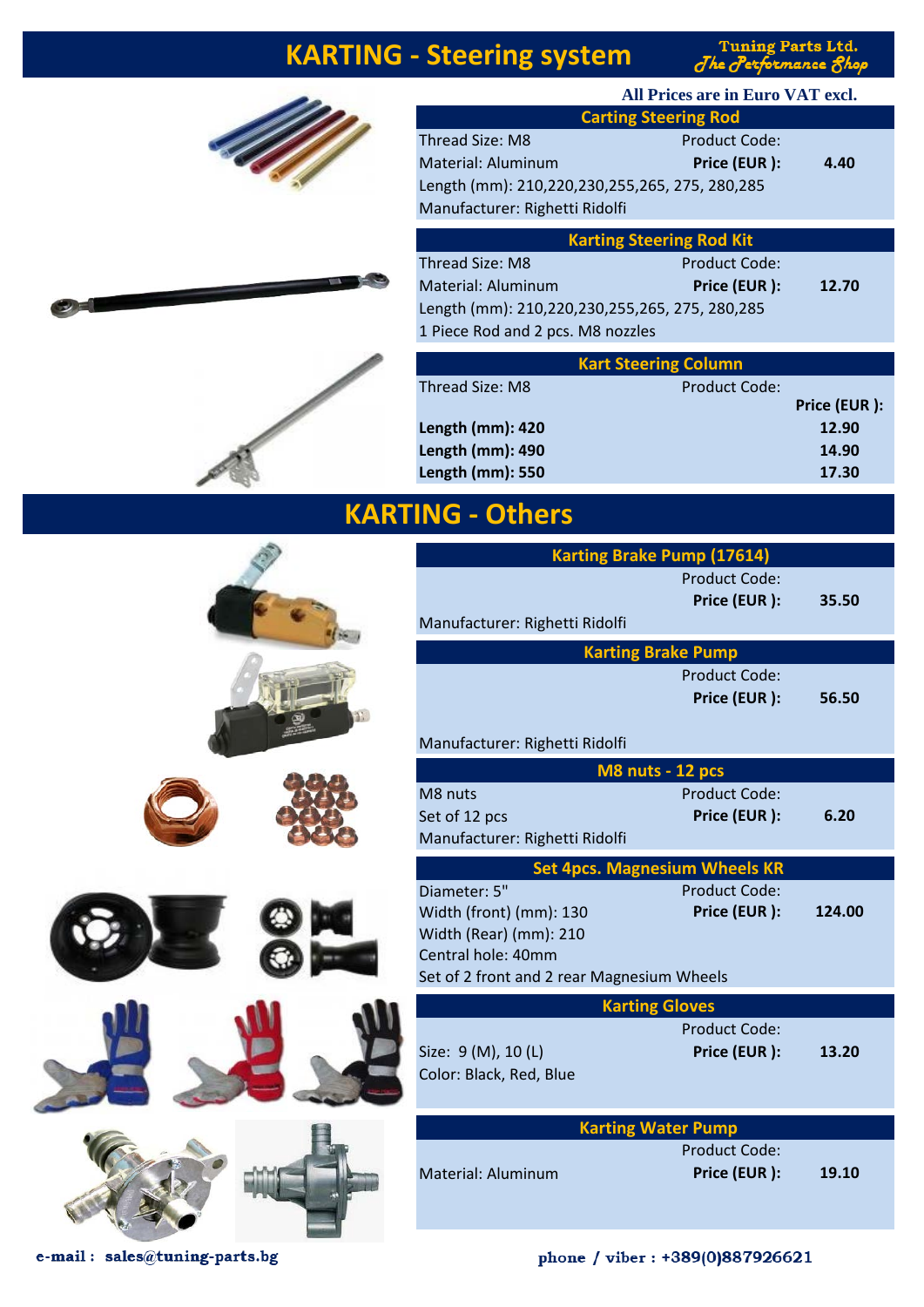# KARTING - Steering system

Tuning Parts Ltd.
*The Performance Shop*

**All Prices are in Euro VAT excl.**

## Carting Steering Rod

Thread Size: M8 — Product Code:
Material: Aluminum — **Price (EUR ): 4.40**
Length (mm): 210,220,230,255,265, 275, 280,285
Manufacturer: Righetti Ridolfi

## Karting Steering Rod Kit

Thread Size: M8 — Product Code:
Material: Aluminum — **Price (EUR ): 12.70**
Length (mm): 210,220,230,255,265, 275, 280,285
1 Piece Rod and 2 pcs. M8 nozzles

## Kart Steering Column

Thread Size: M8 — Product Code:

| | Price (EUR ): |
|---|---|
| **Length (mm): 420** | **12.90** |
| **Length (mm): 490** | **14.90** |
| **Length (mm): 550** | **17.30** |

# KARTING - Others

## Karting Brake Pump (17614)

Product Code:
**Price (EUR ): 35.50**
Manufacturer: Righetti Ridolfi

## Karting Brake Pump

Product Code:
**Price (EUR ): 56.50**
Manufacturer: Righetti Ridolfi

## M8 nuts - 12 pcs

M8 nuts — Product Code:
Set of 12 pcs — **Price (EUR ): 6.20**
Manufacturer: Righetti Ridolfi

## Set 4pcs. Magnesium Wheels KR

Diameter: 5" — Product Code:
Width (front) (mm): 130 — **Price (EUR ): 124.00**
Width (Rear) (mm): 210
Central hole: 40mm
Set of 2 front and 2 rear Magnesium Wheels

## Karting Gloves

Product Code:
Size: 9 (M), 10 (L) — **Price (EUR ): 13.20**
Color: Black, Red, Blue

## Karting Water Pump

Product Code:
Material: Aluminum — **Price (EUR ): 19.10**

e-mail : sales@tuning-parts.bg

phone / viber : +389(0)887926621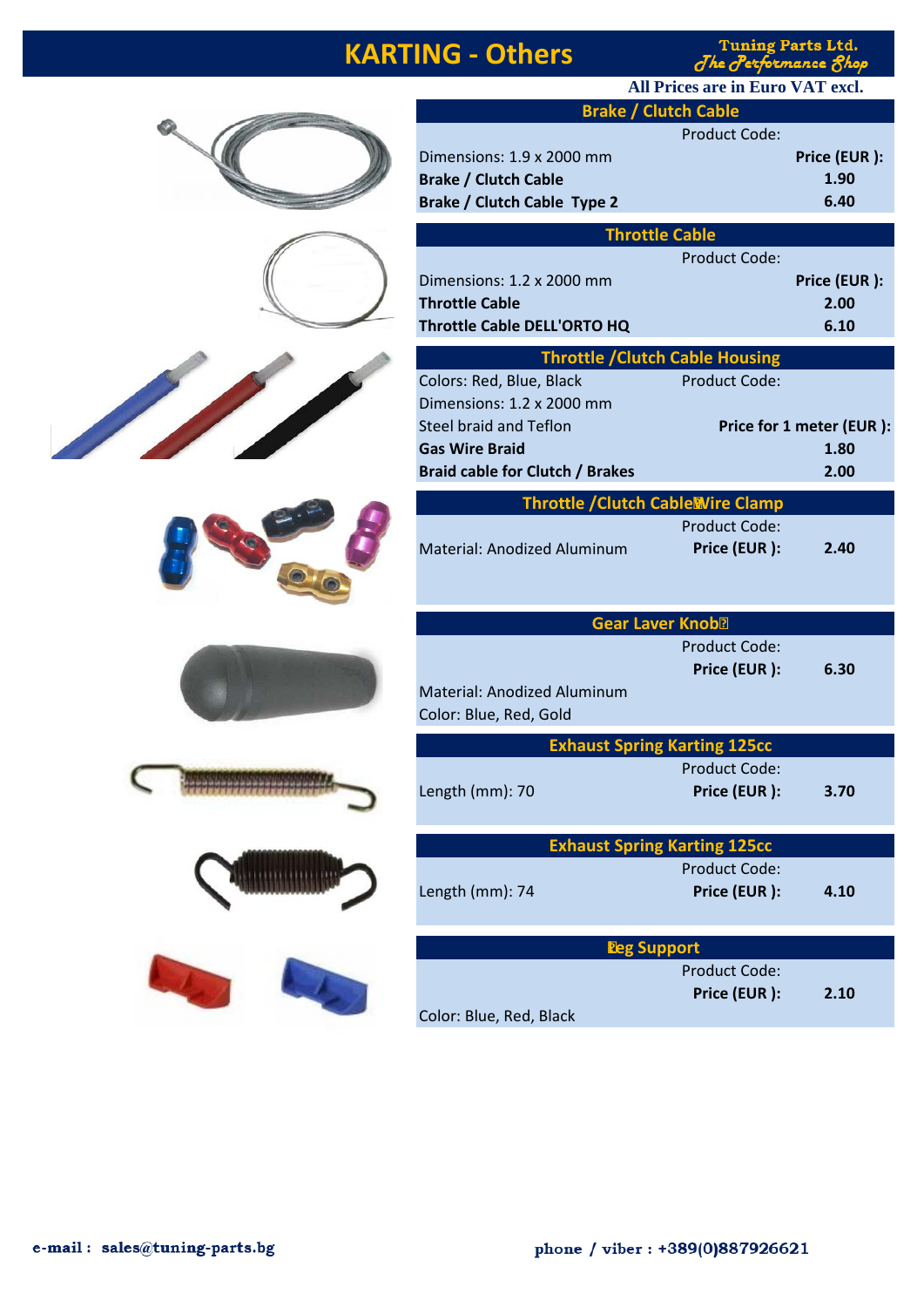# KARTING - Others

Tuning Parts Ltd.
*The Performance Shop*

**All Prices are in Euro VAT excl.**

## Brake / Clutch Cable

| | | |
|---|---|---|
| | Product Code: | |
| Dimensions: 1.9 x 2000 mm | | **Price (EUR ):** |
| **Brake / Clutch Cable** | | **1.90** |
| **Brake / Clutch Cable Type 2** | | **6.40** |

## Throttle Cable

| | | |
|---|---|---|
| | Product Code: | |
| Dimensions: 1.2 x 2000 mm | | **Price (EUR ):** |
| **Throttle Cable** | | **2.00** |
| **Throttle Cable DELL'ORTO HQ** | | **6.10** |

## Throttle /Clutch Cable Housing

| | | |
|---|---|---|
| Colors: Red, Blue, Black | Product Code: | |
| Dimensions: 1.2 x 2000 mm | | |
| Steel braid and Teflon | **Price for 1 meter (EUR ):** | |
| **Gas Wire Braid** | | **1.80** |
| **Braid cable for Clutch / Brakes** | | **2.00** |

## Throttle /Clutch Cable Wire Clamp

| | | |
|---|---|---|
| | Product Code: | |
| Material: Anodized Aluminum | **Price (EUR ):** | **2.40** |

## Gear Laver Knob

| | | |
|---|---|---|
| | Product Code: | |
| | **Price (EUR ):** | **6.30** |
| Material: Anodized Aluminum | | |
| Color: Blue, Red, Gold | | |

## Exhaust Spring Karting 125cc

| | | |
|---|---|---|
| | Product Code: | |
| Length (mm): 70 | **Price (EUR ):** | **3.70** |

## Exhaust Spring Karting 125cc

| | | |
|---|---|---|
| | Product Code: | |
| Length (mm): 74 | **Price (EUR ):** | **4.10** |

## Leg Support

| | | |
|---|---|---|
| | Product Code: | |
| | **Price (EUR ):** | **2.10** |
| Color: Blue, Red, Black | | |

**e-mail : sales@tuning-parts.bg**

**phone / viber : +389(0)887926621**